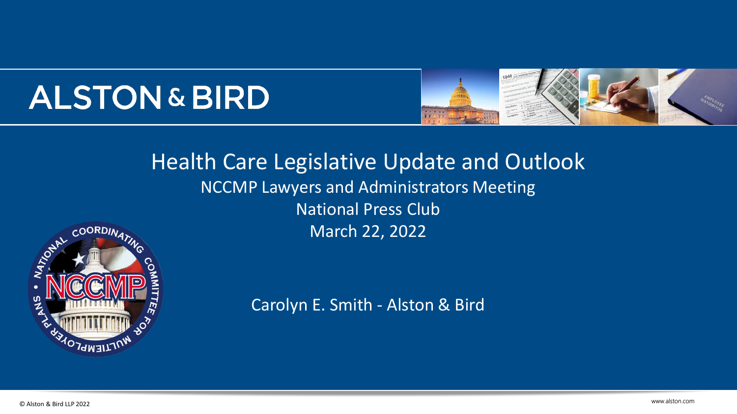# ALSTON & BIRD

## Health Care Legislative Update and Outlook

NCCMP Lawyers and Administrators Meeting

National Press Club

March 22, 2022

Carolyn E. Smith - Alston & Bird

© Alston & Bird LLP 2022

www.alston.com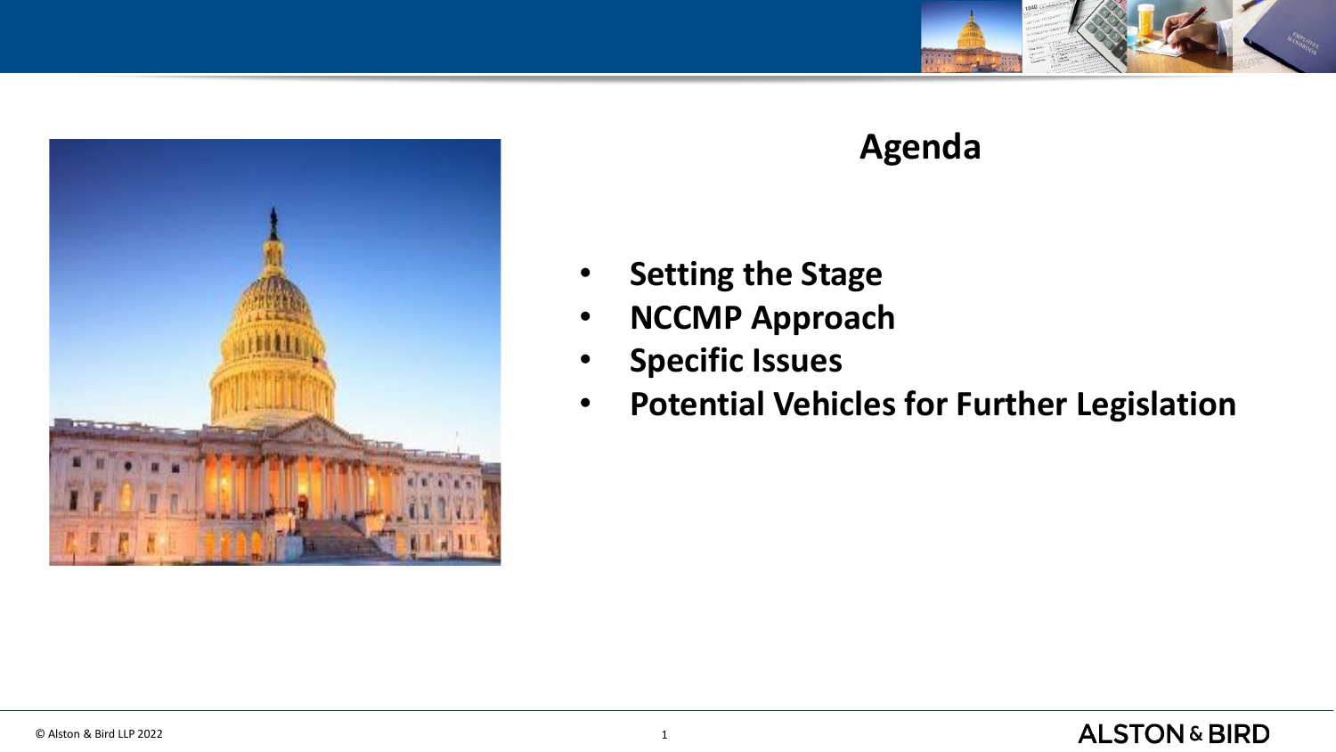## Agenda

- **Setting the Stage**
- **NCCMP Approach**
- **Specific Issues**
- **Potential Vehicles for Further Legislation**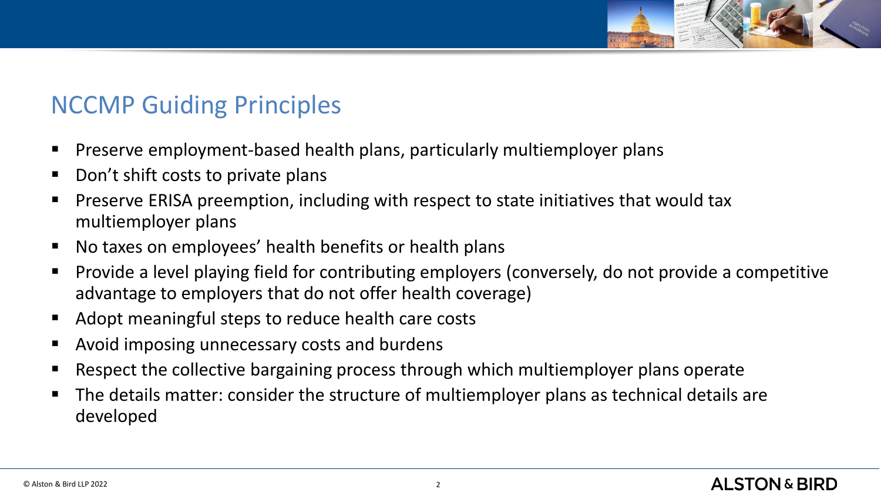## NCCMP Guiding Principles

- Preserve employment-based health plans, particularly multiemployer plans
- Don't shift costs to private plans
- Preserve ERISA preemption, including with respect to state initiatives that would tax multiemployer plans
- No taxes on employees' health benefits or health plans
- Provide a level playing field for contributing employers (conversely, do not provide a competitive advantage to employers that do not offer health coverage)
- Adopt meaningful steps to reduce health care costs
- Avoid imposing unnecessary costs and burdens
- Respect the collective bargaining process through which multiemployer plans operate
- The details matter: consider the structure of multiemployer plans as technical details are developed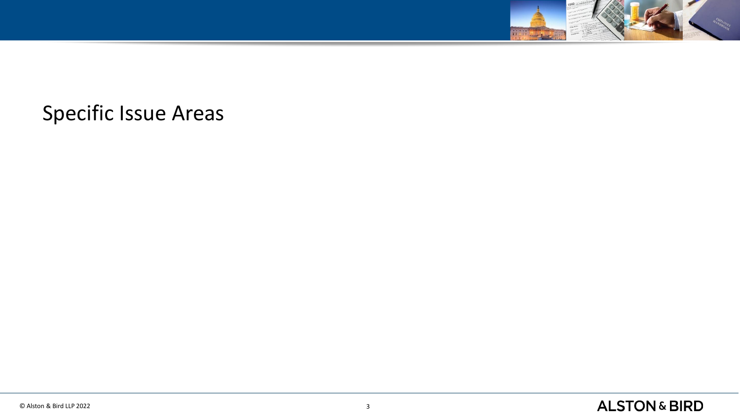# Specific Issue Areas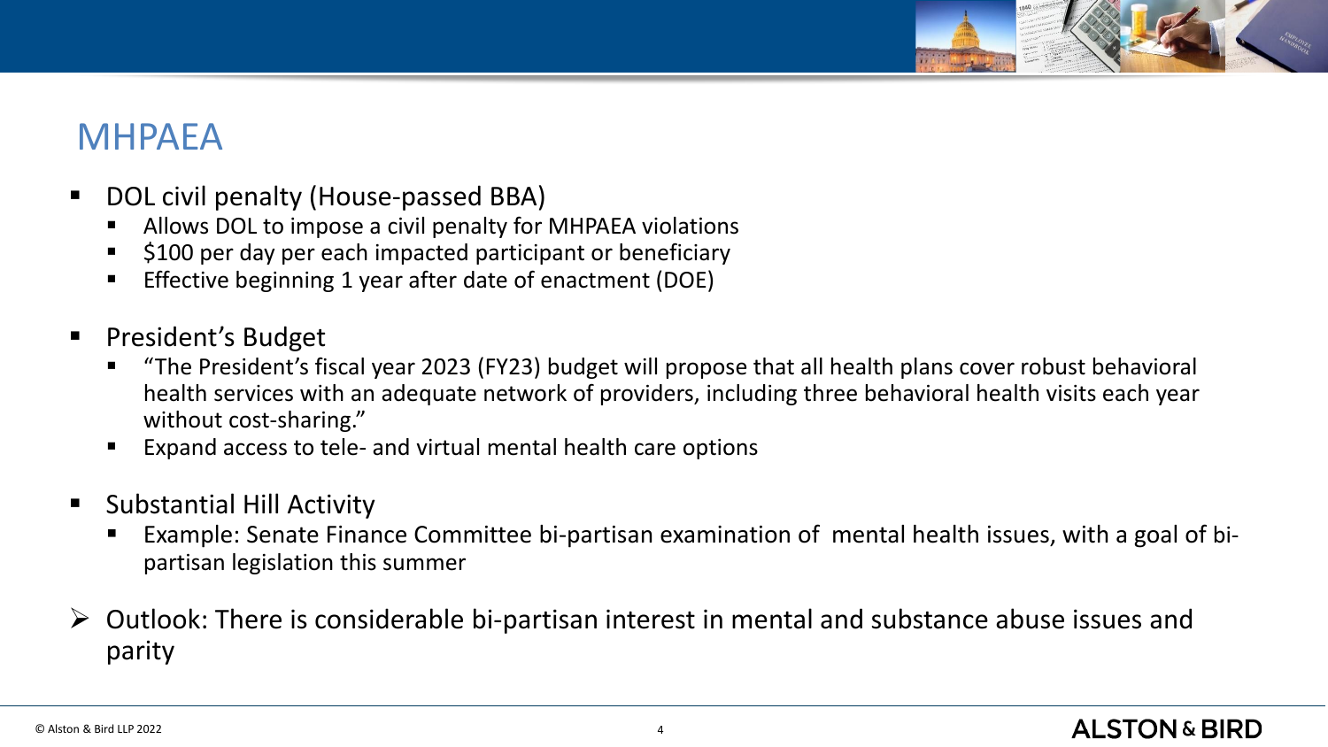# MHPAEA

- DOL civil penalty (House-passed BBA)
  - Allows DOL to impose a civil penalty for MHPAEA violations
  - $100 per day per each impacted participant or beneficiary
  - Effective beginning 1 year after date of enactment (DOE)
- President's Budget
  - "The President's fiscal year 2023 (FY23) budget will propose that all health plans cover robust behavioral health services with an adequate network of providers, including three behavioral health visits each year without cost-sharing."
  - Expand access to tele- and virtual mental health care options
- Substantial Hill Activity
  - Example: Senate Finance Committee bi-partisan examination of mental health issues, with a goal of bi-partisan legislation this summer

➢ Outlook: There is considerable bi-partisan interest in mental and substance abuse issues and parity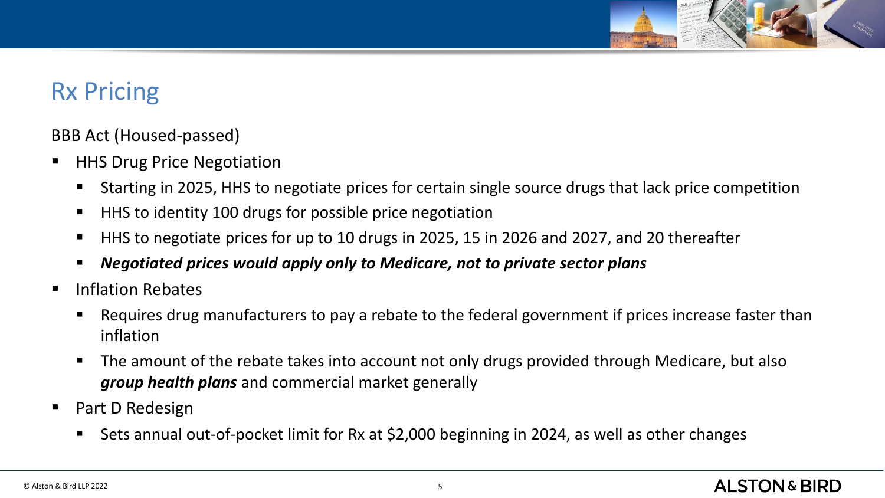# Rx Pricing

BBB Act (Housed-passed)

- HHS Drug Price Negotiation
  - Starting in 2025, HHS to negotiate prices for certain single source drugs that lack price competition
  - HHS to identity 100 drugs for possible price negotiation
  - HHS to negotiate prices for up to 10 drugs in 2025, 15 in 2026 and 2027, and 20 thereafter
  - ***Negotiated prices would apply only to Medicare, not to private sector plans***
- Inflation Rebates
  - Requires drug manufacturers to pay a rebate to the federal government if prices increase faster than inflation
  - The amount of the rebate takes into account not only drugs provided through Medicare, but also ***group health plans*** and commercial market generally
- Part D Redesign
  - Sets annual out-of-pocket limit for Rx at $2,000 beginning in 2024, as well as other changes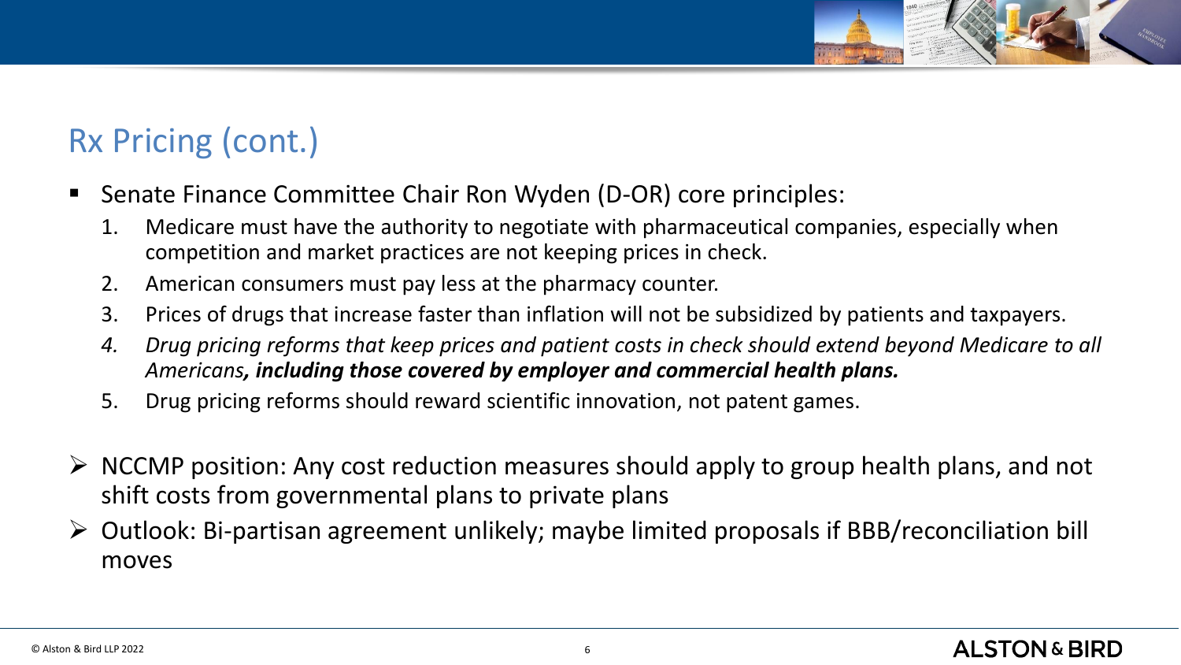## Rx Pricing (cont.)

- Senate Finance Committee Chair Ron Wyden (D-OR) core principles:
  1. Medicare must have the authority to negotiate with pharmaceutical companies, especially when competition and market practices are not keeping prices in check.
  2. American consumers must pay less at the pharmacy counter.
  3. Prices of drugs that increase faster than inflation will not be subsidized by patients and taxpayers.
  4. *Drug pricing reforms that keep prices and patient costs in check should extend beyond Medicare to all Americans**, including those covered by employer and commercial health plans.***
  5. Drug pricing reforms should reward scientific innovation, not patent games.

- NCCMP position: Any cost reduction measures should apply to group health plans, and not shift costs from governmental plans to private plans
- Outlook: Bi-partisan agreement unlikely; maybe limited proposals if BBB/reconciliation bill moves

© Alston & Bird LLP 2022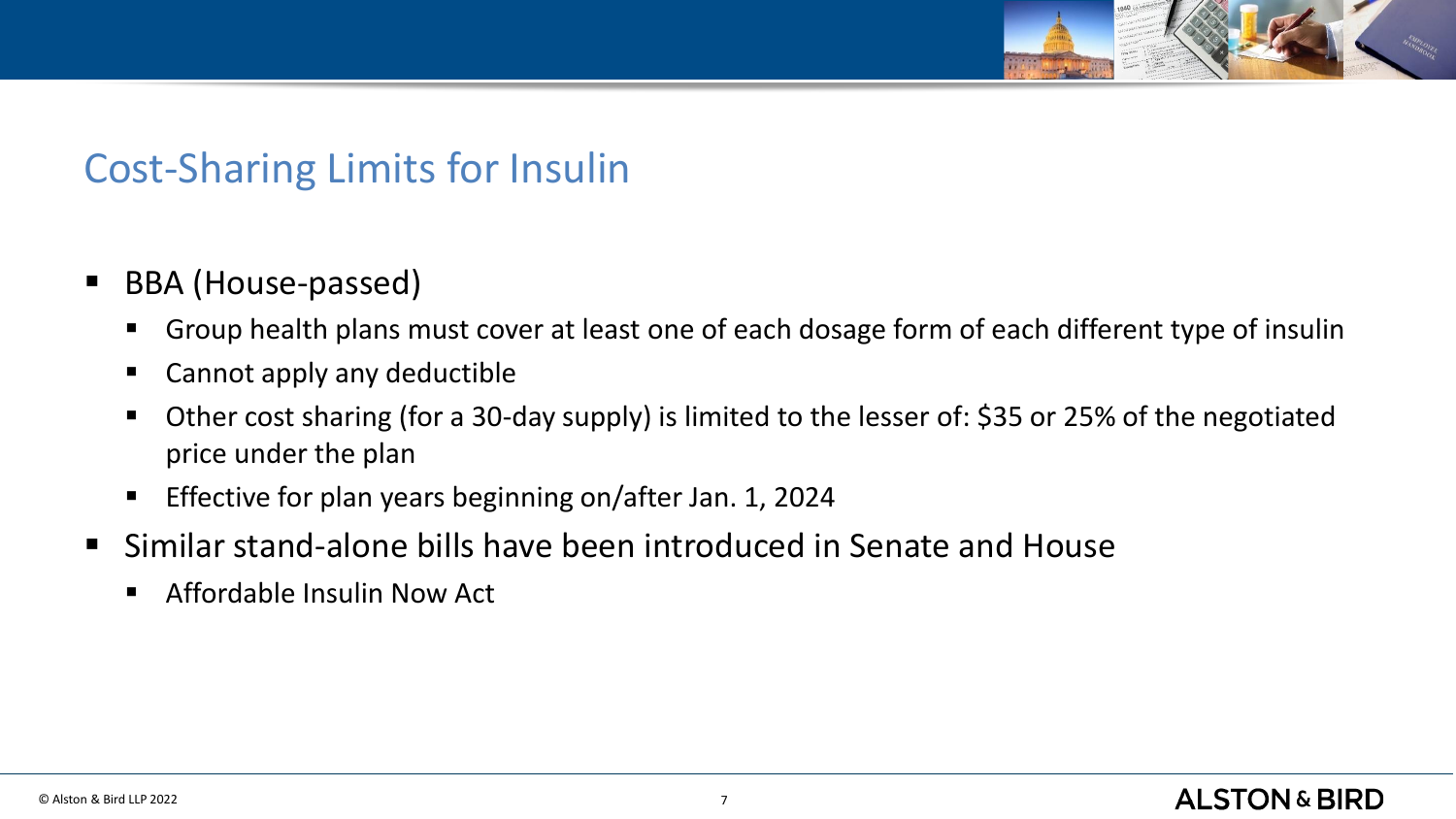## Cost-Sharing Limits for Insulin

- BBA (House-passed)
  - Group health plans must cover at least one of each dosage form of each different type of insulin
  - Cannot apply any deductible
  - Other cost sharing (for a 30-day supply) is limited to the lesser of: $35 or 25% of the negotiated price under the plan
  - Effective for plan years beginning on/after Jan. 1, 2024
- Similar stand-alone bills have been introduced in Senate and House
  - Affordable Insulin Now Act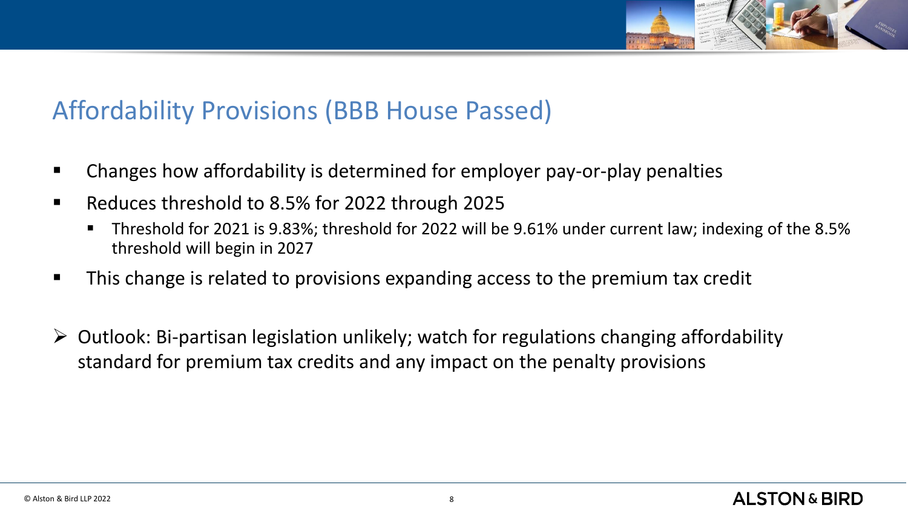## Affordability Provisions (BBB House Passed)

- Changes how affordability is determined for employer pay-or-play penalties
- Reduces threshold to 8.5% for 2022 through 2025
  - Threshold for 2021 is 9.83%; threshold for 2022 will be 9.61% under current law; indexing of the 8.5% threshold will begin in 2027
- This change is related to provisions expanding access to the premium tax credit

➢ Outlook: Bi-partisan legislation unlikely; watch for regulations changing affordability standard for premium tax credits and any impact on the penalty provisions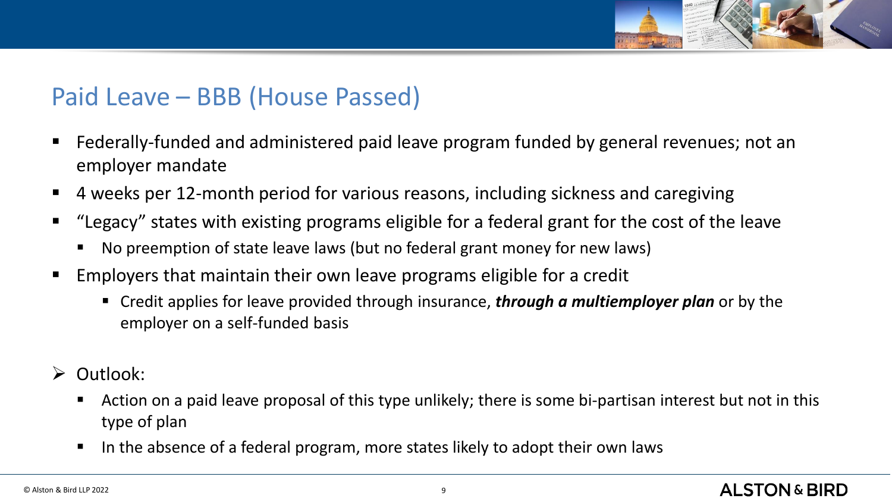## Paid Leave – BBB (House Passed)

- Federally-funded and administered paid leave program funded by general revenues; not an employer mandate
- 4 weeks per 12-month period for various reasons, including sickness and caregiving
- "Legacy" states with existing programs eligible for a federal grant for the cost of the leave
  - No preemption of state leave laws (but no federal grant money for new laws)
- Employers that maintain their own leave programs eligible for a credit
  - Credit applies for leave provided through insurance, ***through a multiemployer plan*** or by the employer on a self-funded basis

- Outlook:
  - Action on a paid leave proposal of this type unlikely; there is some bi-partisan interest but not in this type of plan
  - In the absence of a federal program, more states likely to adopt their own laws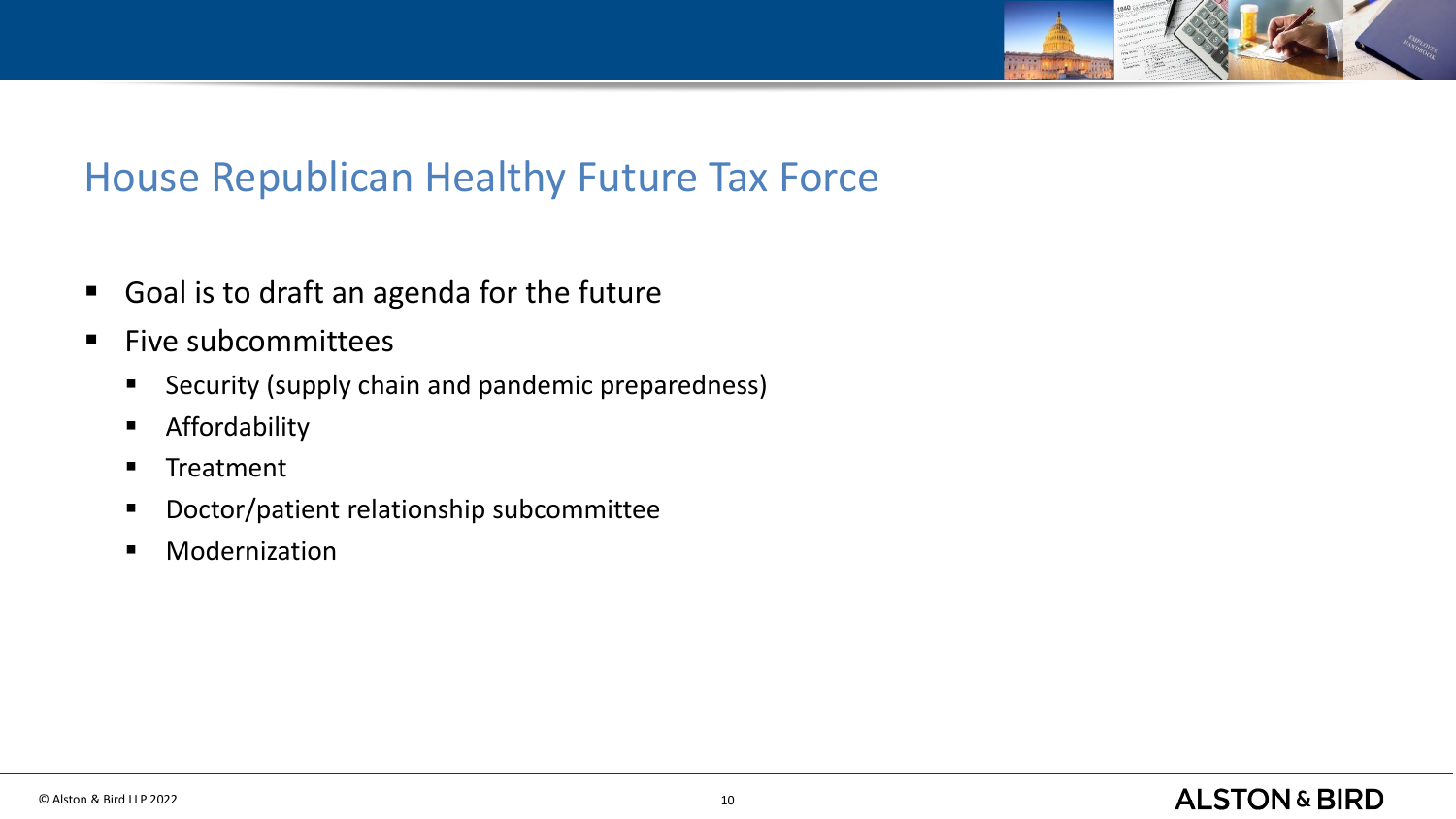# House Republican Healthy Future Tax Force

- Goal is to draft an agenda for the future
- Five subcommittees
  - Security (supply chain and pandemic preparedness)
  - Affordability
  - Treatment
  - Doctor/patient relationship subcommittee
  - Modernization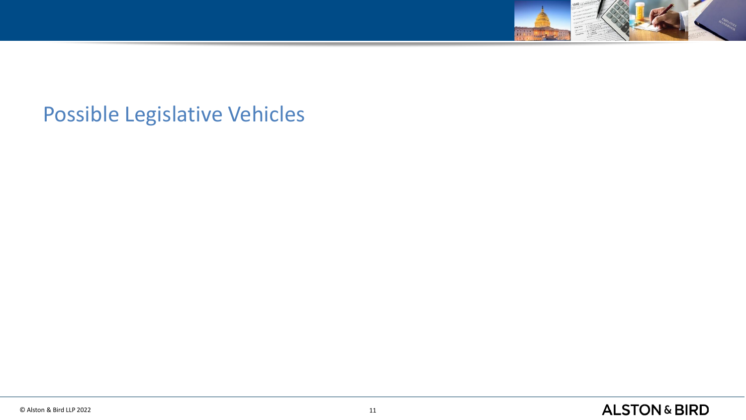# Possible Legislative Vehicles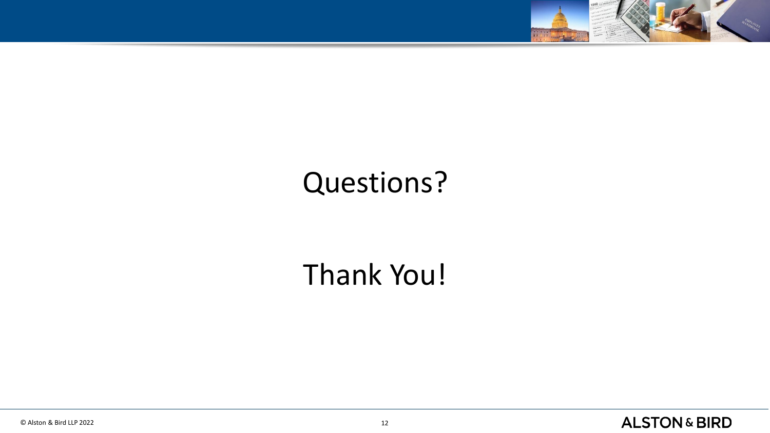Questions?

Thank You!